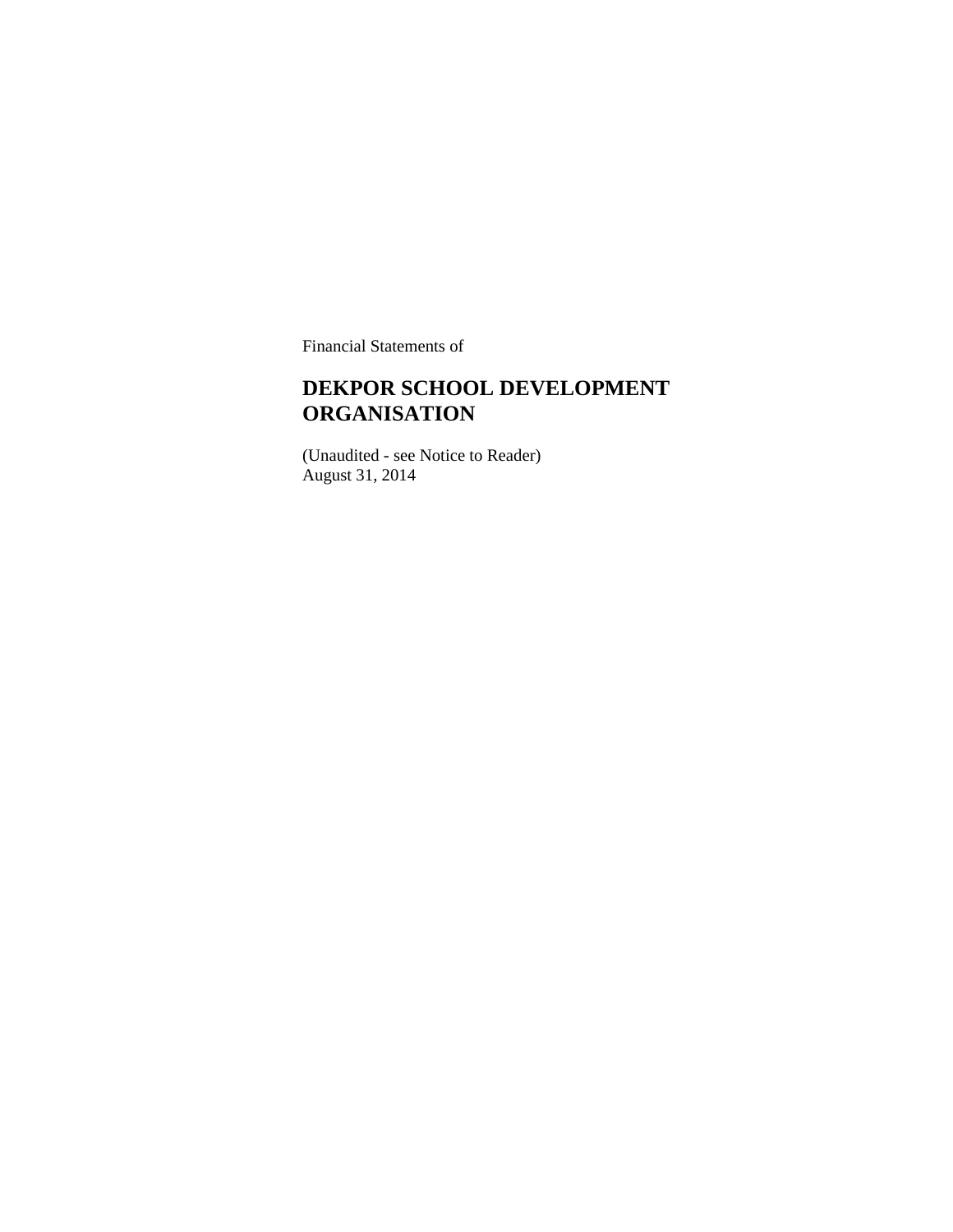Financial Statements of

# DEKPOR SCHOOL DEVELOPMENT ORGANISATION

(Unaudited - see Notice to Reader)
August 31, 2014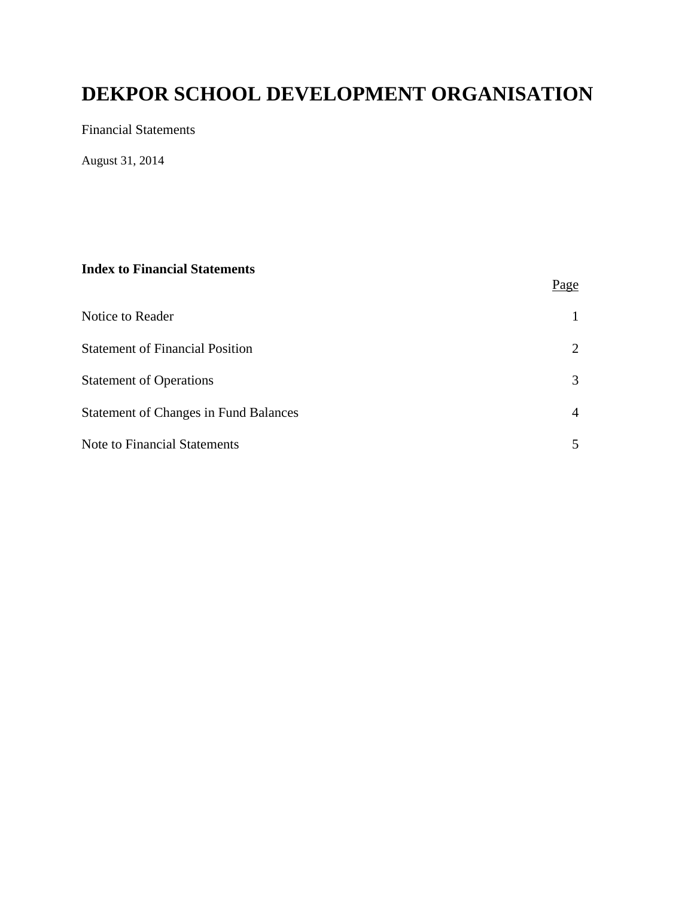# DEKPOR SCHOOL DEVELOPMENT ORGANISATION

Financial Statements

August 31, 2014

**Index to Financial Statements**

| | Page |
|---|---|
| Notice to Reader | 1 |
| Statement of Financial Position | 2 |
| Statement of Operations | 3 |
| Statement of Changes in Fund Balances | 4 |
| Note to Financial Statements | 5 |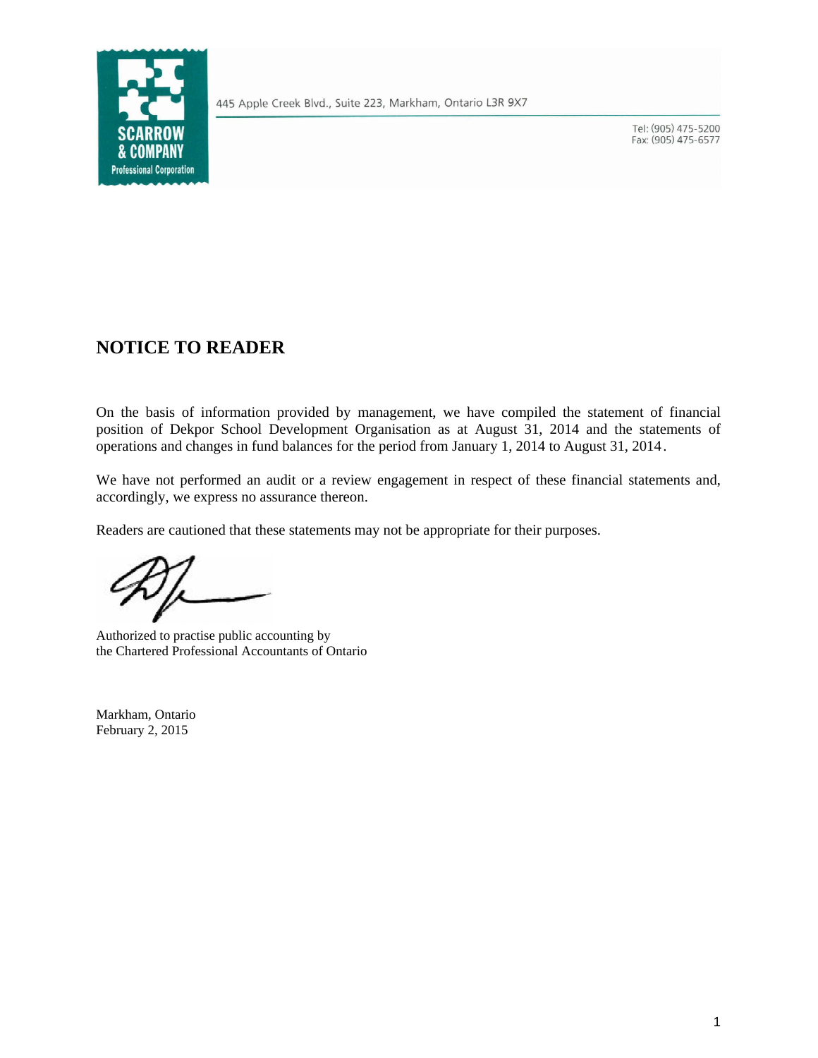SCARROW & COMPANY Professional Corporation

445 Apple Creek Blvd., Suite 223, Markham, Ontario L3R 9X7

Tel: (905) 475-5200
Fax: (905) 475-6577

## NOTICE TO READER

On the basis of information provided by management, we have compiled the statement of financial position of Dekpor School Development Organisation as at August 31, 2014 and the statements of operations and changes in fund balances for the period from January 1, 2014 to August 31, 2014.

We have not performed an audit or a review engagement in respect of these financial statements and, accordingly, we express no assurance thereon.

Readers are cautioned that these statements may not be appropriate for their purposes.

Authorized to practise public accounting by
the Chartered Professional Accountants of Ontario

Markham, Ontario
February 2, 2015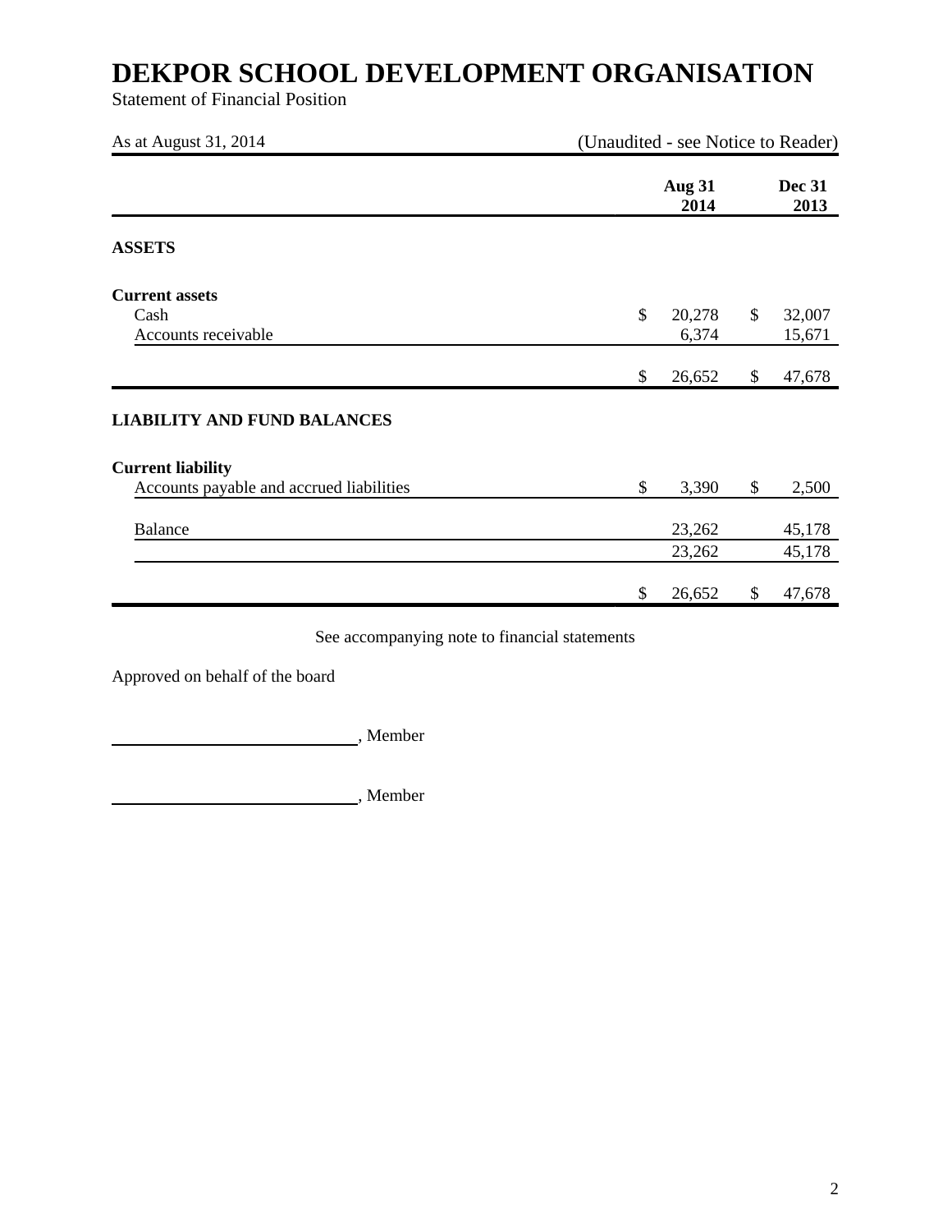# DEKPOR SCHOOL DEVELOPMENT ORGANISATION

Statement of Financial Position

As at August 31, 2014 (Unaudited - see Notice to Reader)

| | Aug 31 2014 | Dec 31 2013 |
|---|---|---|
| **ASSETS** | | |
| **Current assets** | | |
| Cash | $ 20,278 | $ 32,007 |
| Accounts receivable | 6,374 | 15,671 |
| | $ 26,652 | $ 47,678 |
| **LIABILITY AND FUND BALANCES** | | |
| **Current liability** | | |
| Accounts payable and accrued liabilities | $ 3,390 | $ 2,500 |
| Balance | 23,262 | 45,178 |
| | 23,262 | 45,178 |
| | $ 26,652 | $ 47,678 |

See accompanying note to financial statements

Approved on behalf of the board

\_\_\_\_\_\_\_\_\_\_\_\_\_\_\_\_\_\_\_\_\_\_\_\_\_\_\_\_, Member

\_\_\_\_\_\_\_\_\_\_\_\_\_\_\_\_\_\_\_\_\_\_\_\_\_\_\_\_, Member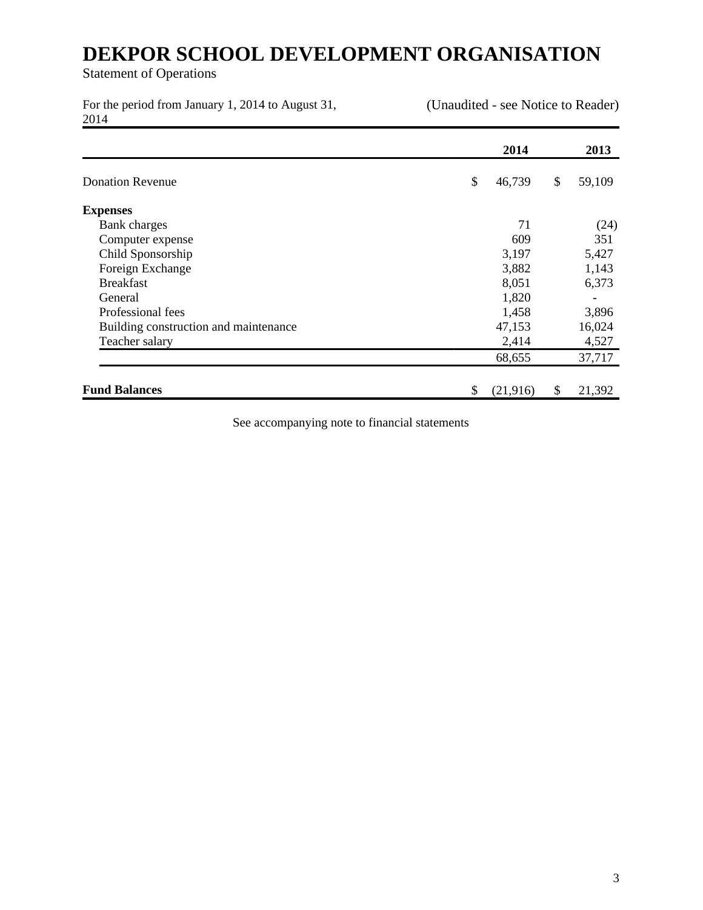# DEKPOR SCHOOL DEVELOPMENT ORGANISATION

Statement of Operations

For the period from January 1, 2014 to August 31, 2014

(Unaudited - see Notice to Reader)

| | 2014 | 2013 |
|---|---|---|
| Donation Revenue | $ 46,739 | $ 59,109 |
| **Expenses** | | |
| Bank charges | 71 | (24) |
| Computer expense | 609 | 351 |
| Child Sponsorship | 3,197 | 5,427 |
| Foreign Exchange | 3,882 | 1,143 |
| Breakfast | 8,051 | 6,373 |
| General | 1,820 | - |
| Professional fees | 1,458 | 3,896 |
| Building construction and maintenance | 47,153 | 16,024 |
| Teacher salary | 2,414 | 4,527 |
| | 68,655 | 37,717 |
| **Fund Balances** | $ (21,916) | $ 21,392 |

See accompanying note to financial statements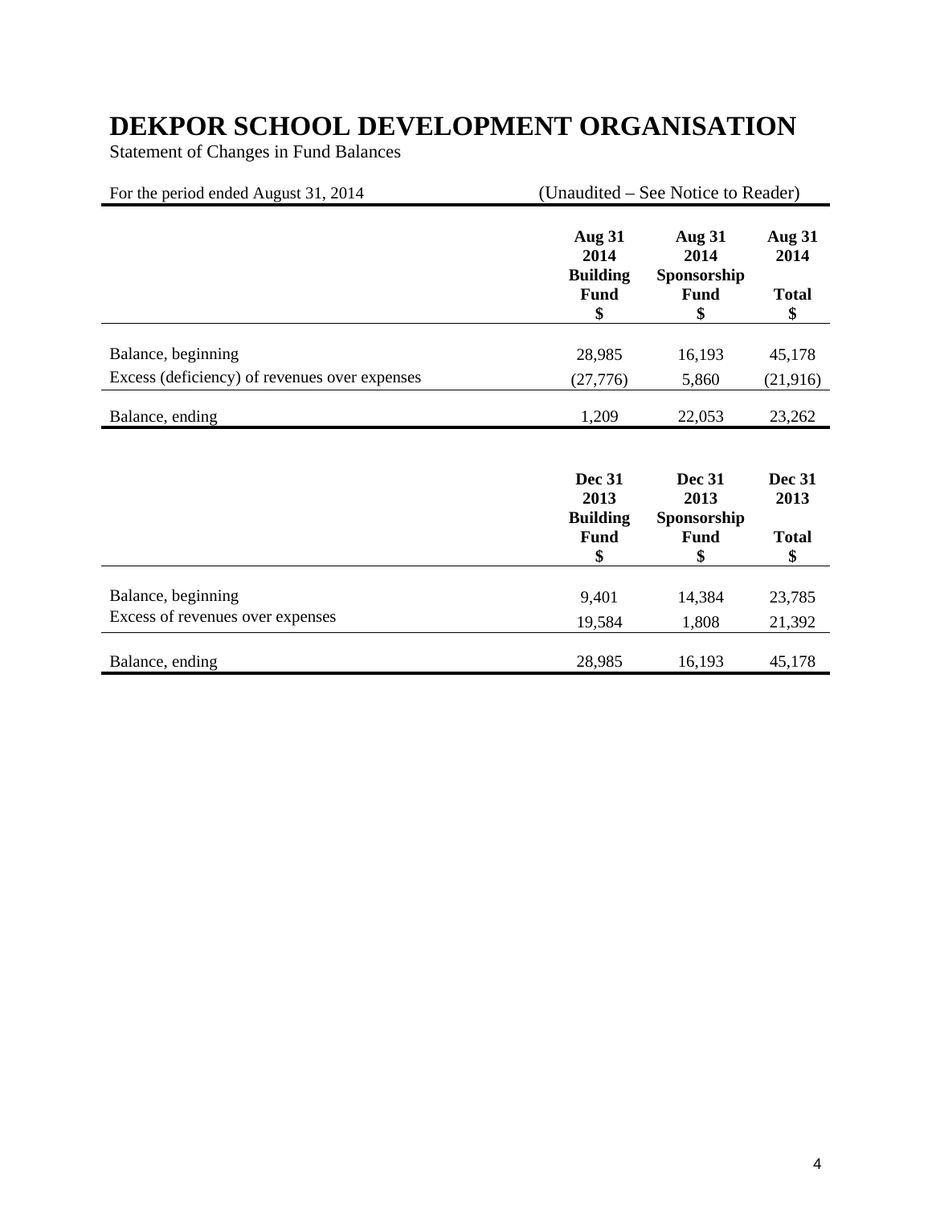# DEKPOR SCHOOL DEVELOPMENT ORGANISATION

Statement of Changes in Fund Balances

For the period ended August 31, 2014 (Unaudited – See Notice to Reader)

| | **Aug 31 2014 Building Fund $** | **Aug 31 2014 Sponsorship Fund $** | **Aug 31 2014 Total $** |
|---|---|---|---|
| Balance, beginning | 28,985 | 16,193 | 45,178 |
| Excess (deficiency) of revenues over expenses | (27,776) | 5,860 | (21,916) |
| Balance, ending | 1,209 | 22,053 | 23,262 |

| | **Dec 31 2013 Building Fund $** | **Dec 31 2013 Sponsorship Fund $** | **Dec 31 2013 Total $** |
|---|---|---|---|
| Balance, beginning | 9,401 | 14,384 | 23,785 |
| Excess of revenues over expenses | 19,584 | 1,808 | 21,392 |
| Balance, ending | 28,985 | 16,193 | 45,178 |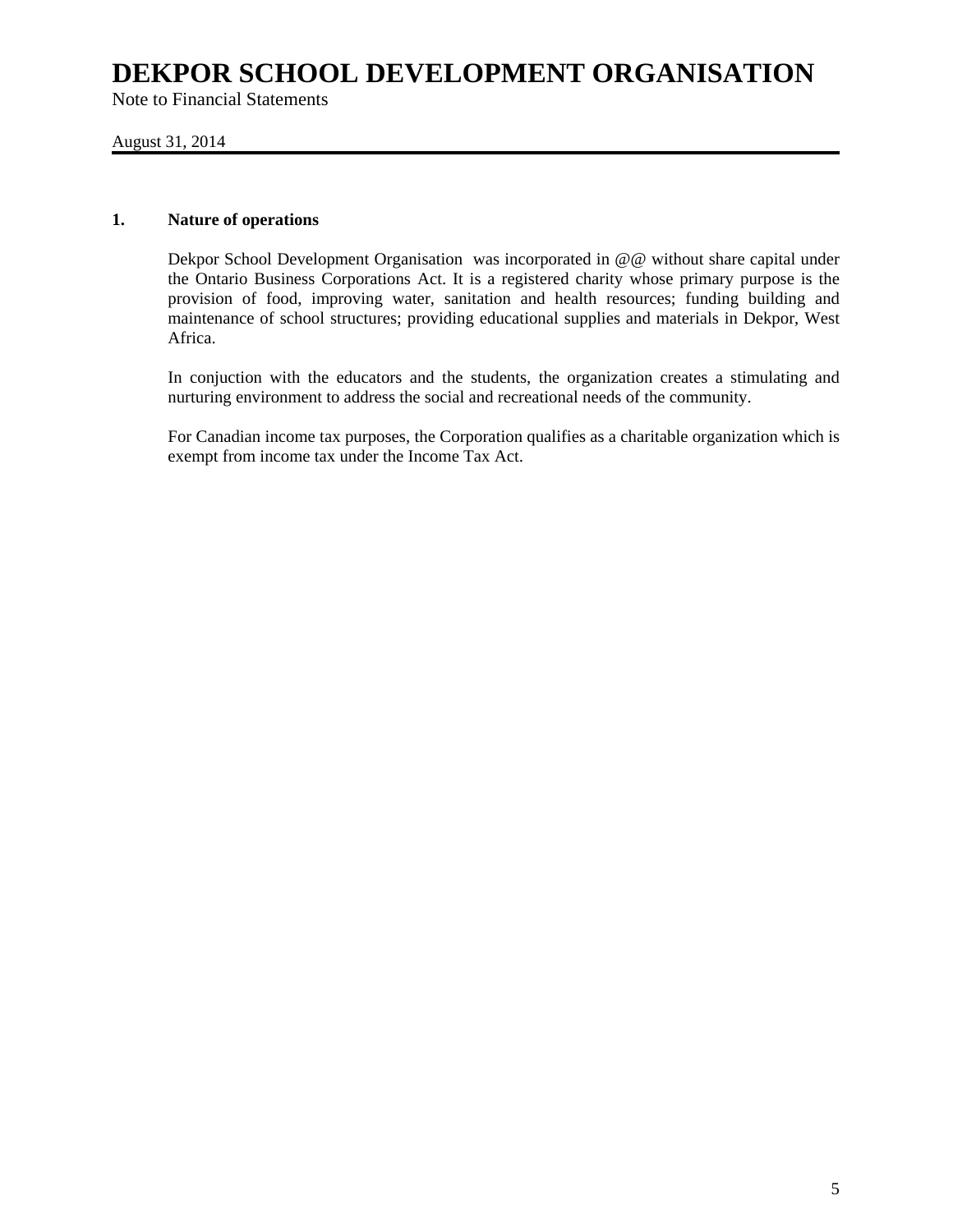# DEKPOR SCHOOL DEVELOPMENT ORGANISATION

Note to Financial Statements

August 31, 2014

**1. Nature of operations**

Dekpor School Development Organisation was incorporated in @@ without share capital under the Ontario Business Corporations Act. It is a registered charity whose primary purpose is the provision of food, improving water, sanitation and health resources; funding building and maintenance of school structures; providing educational supplies and materials in Dekpor, West Africa.

In conjuction with the educators and the students, the organization creates a stimulating and nurturing environment to address the social and recreational needs of the community.

For Canadian income tax purposes, the Corporation qualifies as a charitable organization which is exempt from income tax under the Income Tax Act.